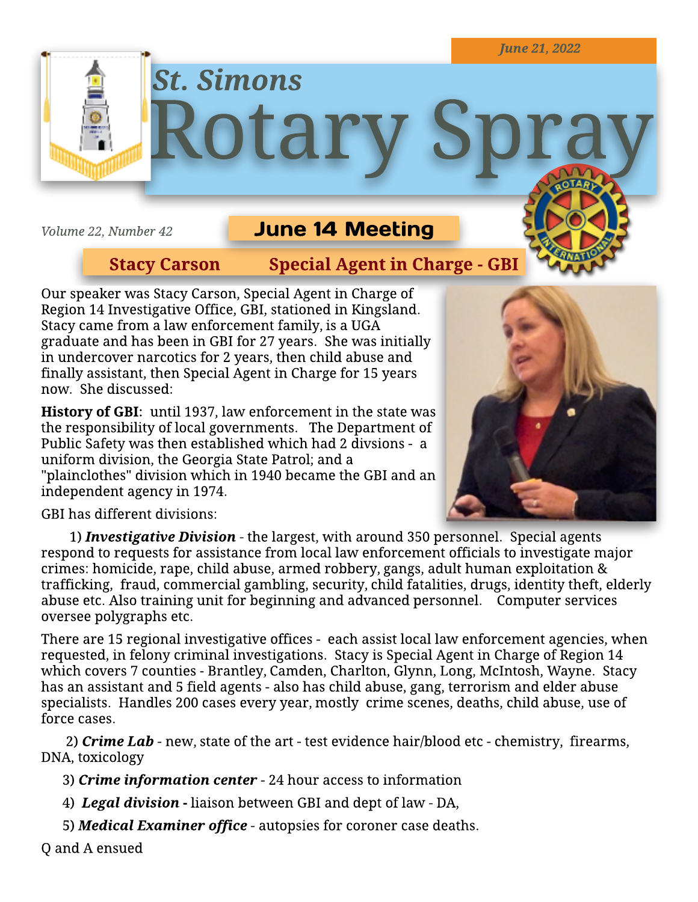June 21, 2022

# St. Simons Rotary Spray

Volume 22, Number 42

## June 14 Meeting

### Stacy Carson — Special Agent in Charge - GBI

Our speaker was Stacy Carson, Special Agent in Charge of Region 14 Investigative Office, GBI, stationed in Kingsland. Stacy came from a law enforcement family, is a UGA graduate and has been in GBI for 27 years. She was initially in undercover narcotics for 2 years, then child abuse and finally assistant, then Special Agent in Charge for 15 years now. She discussed:

**History of GBI:** until 1937, law enforcement in the state was the responsibility of local governments. The Department of Public Safety was then established which had 2 divsions - a uniform division, the Georgia State Patrol; and a "plainclothes" division which in 1940 became the GBI and an independent agency in 1974.

GBI has different divisions:

1) ***Investigative Division*** - the largest, with around 350 personnel. Special agents respond to requests for assistance from local law enforcement officials to investigate major crimes: homicide, rape, child abuse, armed robbery, gangs, adult human exploitation & trafficking, fraud, commercial gambling, security, child fatalities, drugs, identity theft, elderly abuse etc. Also training unit for beginning and advanced personnel. Computer services oversee polygraphs etc.

There are 15 regional investigative offices - each assist local law enforcement agencies, when requested, in felony criminal investigations. Stacy is Special Agent in Charge of Region 14 which covers 7 counties - Brantley, Camden, Charlton, Glynn, Long, McIntosh, Wayne. Stacy has an assistant and 5 field agents - also has child abuse, gang, terrorism and elder abuse specialists. Handles 200 cases every year, mostly crime scenes, deaths, child abuse, use of force cases.

2) ***Crime Lab*** - new, state of the art - test evidence hair/blood etc - chemistry, firearms, DNA, toxicology

3) ***Crime information center*** - 24 hour access to information

4) ***Legal division*** **-** liaison between GBI and dept of law - DA,

5) ***Medical Examiner office*** - autopsies for coroner case deaths.

Q and A ensued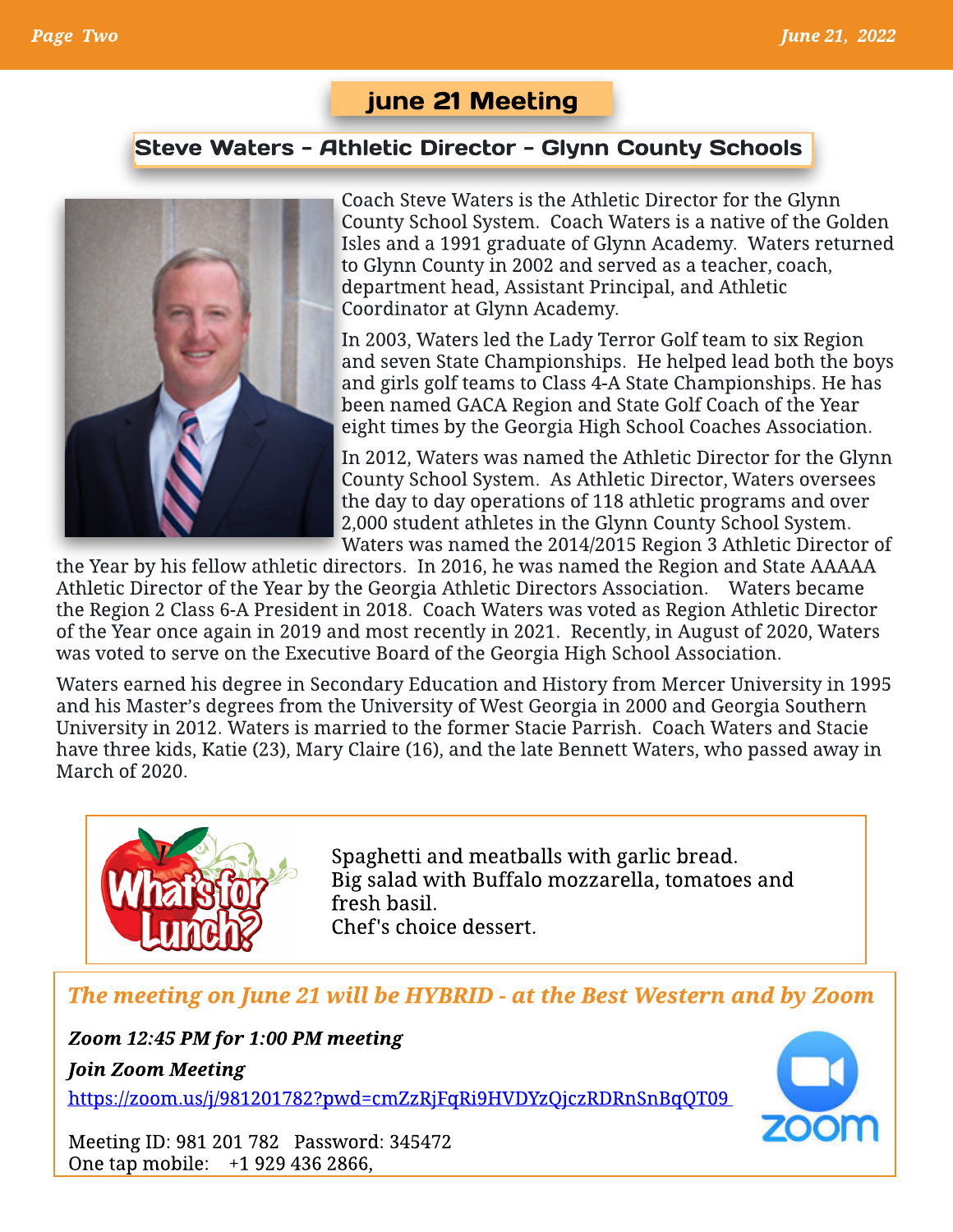## june 21 Meeting

### Steve Waters - Athletic Director - Glynn County Schools

Coach Steve Waters is the Athletic Director for the Glynn County School System. Coach Waters is a native of the Golden Isles and a 1991 graduate of Glynn Academy. Waters returned to Glynn County in 2002 and served as a teacher, coach, department head, Assistant Principal, and Athletic Coordinator at Glynn Academy.

In 2003, Waters led the Lady Terror Golf team to six Region and seven State Championships. He helped lead both the boys and girls golf teams to Class 4-A State Championships. He has been named GACA Region and State Golf Coach of the Year eight times by the Georgia High School Coaches Association.

In 2012, Waters was named the Athletic Director for the Glynn County School System. As Athletic Director, Waters oversees the day to day operations of 118 athletic programs and over 2,000 student athletes in the Glynn County School System. Waters was named the 2014/2015 Region 3 Athletic Director of the Year by his fellow athletic directors. In 2016, he was named the Region and State AAAAA Athletic Director of the Year by the Georgia Athletic Directors Association. Waters became the Region 2 Class 6-A President in 2018. Coach Waters was voted as Region Athletic Director of the Year once again in 2019 and most recently in 2021. Recently, in August of 2020, Waters was voted to serve on the Executive Board of the Georgia High School Association.

Waters earned his degree in Secondary Education and History from Mercer University in 1995 and his Master's degrees from the University of West Georgia in 2000 and Georgia Southern University in 2012. Waters is married to the former Stacie Parrish. Coach Waters and Stacie have three kids, Katie (23), Mary Claire (16), and the late Bennett Waters, who passed away in March of 2020.

What's for Lunch?

Spaghetti and meatballs with garlic bread.
Big salad with Buffalo mozzarella, tomatoes and fresh basil.
Chef's choice dessert.

*The meeting on June 21 will be HYBRID - at the Best Western and by Zoom*

***Zoom 12:45 PM for 1:00 PM meeting***

***Join Zoom Meeting***

https://zoom.us/j/981201782?pwd=cmZzRjFqRi9HVDYzQjczRDRnSnBqQT09

Meeting ID: 981 201 782 Password: 345472
One tap mobile: +1 929 436 2866,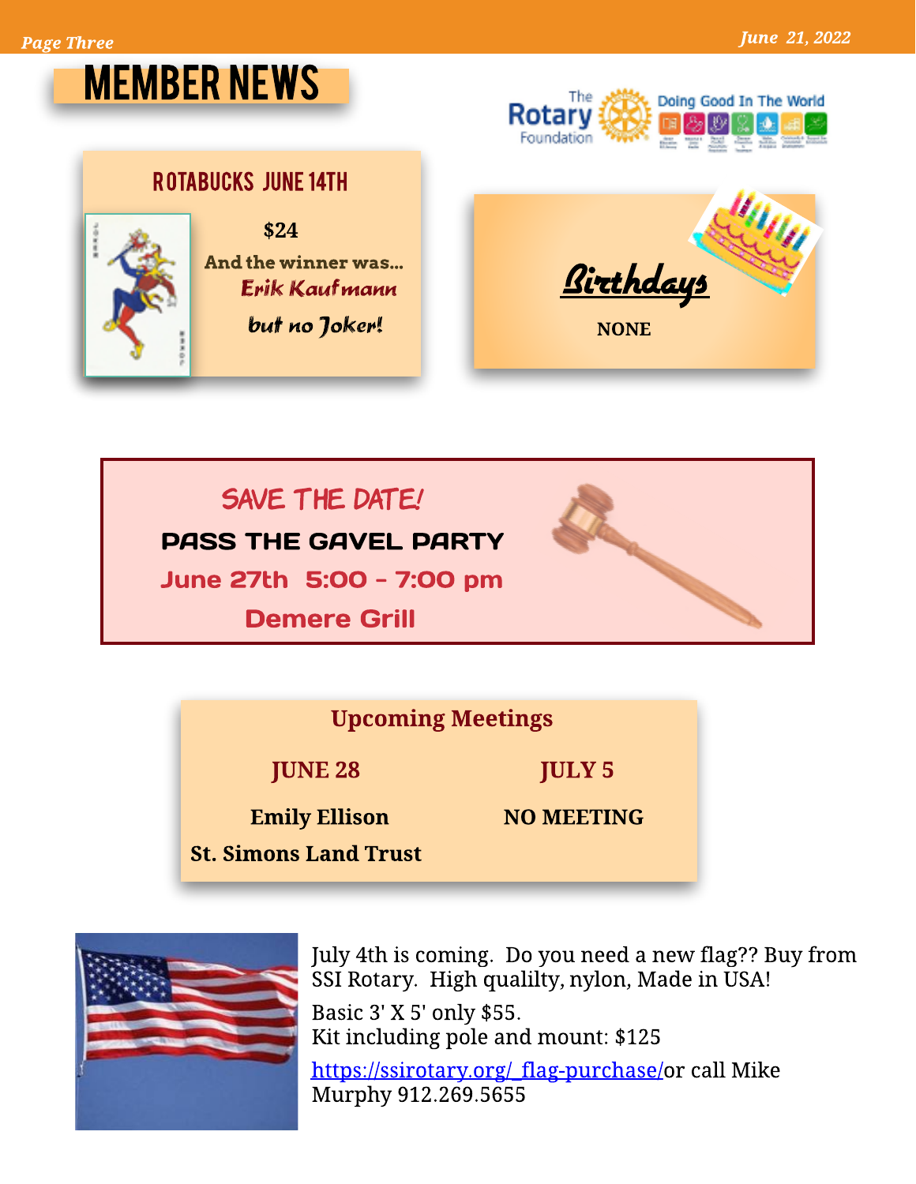# MEMBER NEWS

## ROTABUCKS JUNE 14TH

$24

And the winner was...

*Erik Kaufmann*

*but no Joker!*

## *Birthdays*

NONE

## SAVE THE DATE!

**PASS THE GAVEL PARTY**

**June 27th 5:00 - 7:00 pm**

**Demere Grill**

## Upcoming Meetings

| JUNE 28 | JULY 5 |
|---|---|
| Emily Ellison<br>St. Simons Land Trust | NO MEETING |

July 4th is coming. Do you need a new flag?? Buy from SSI Rotary. High qualilty, nylon, Made in USA!

Basic 3' X 5' only $55.
Kit including pole and mount: $125

https://ssirotary.org/_flag-purchase/or call Mike Murphy 912.269.5655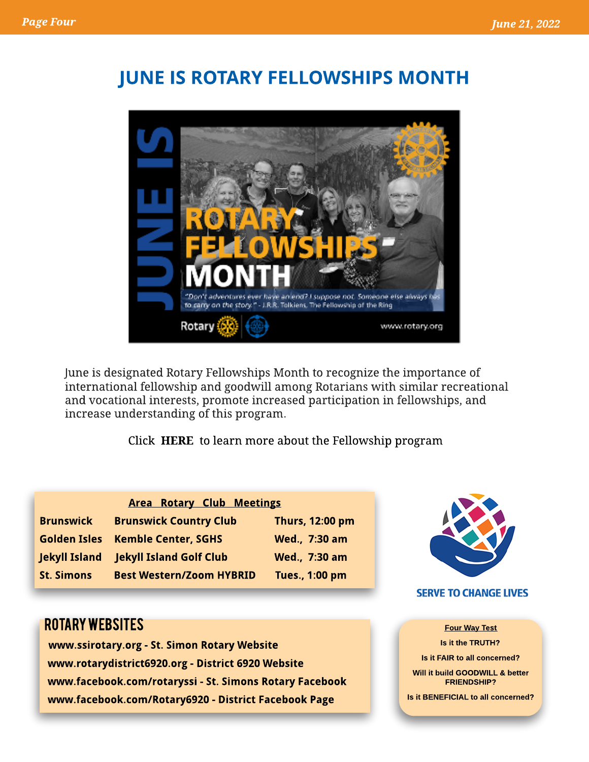# JUNE IS ROTARY FELLOWSHIPS MONTH

June is designated Rotary Fellowships Month to recognize the importance of international fellowship and goodwill among Rotarians with similar recreational and vocational interests, promote increased participation in fellowships, and increase understanding of this program.

Click **HERE** to learn more about the Fellowship program

**Area Rotary Club Meetings**

| | | |
|---|---|---|
| Brunswick | Brunswick Country Club | Thurs, 12:00 pm |
| Golden Isles | Kemble Center, SGHS | Wed., 7:30 am |
| Jekyll Island | Jekyll Island Golf Club | Wed., 7:30 am |
| St. Simons | Best Western/Zoom HYBRID | Tues., 1:00 pm |

SERVE TO CHANGE LIVES

## ROTARY WEBSITES

www.ssirotary.org - St. Simon Rotary Website
www.rotarydistrict6920.org - District 6920 Website
www.facebook.com/rotaryssi - St. Simons Rotary Facebook
www.facebook.com/Rotary6920 - District Facebook Page

**Four Way Test**

Is it the TRUTH?

Is it FAIR to all concerned?

Will it build GOODWILL & better FRIENDSHIP?

Is it BENEFICIAL to all concerned?